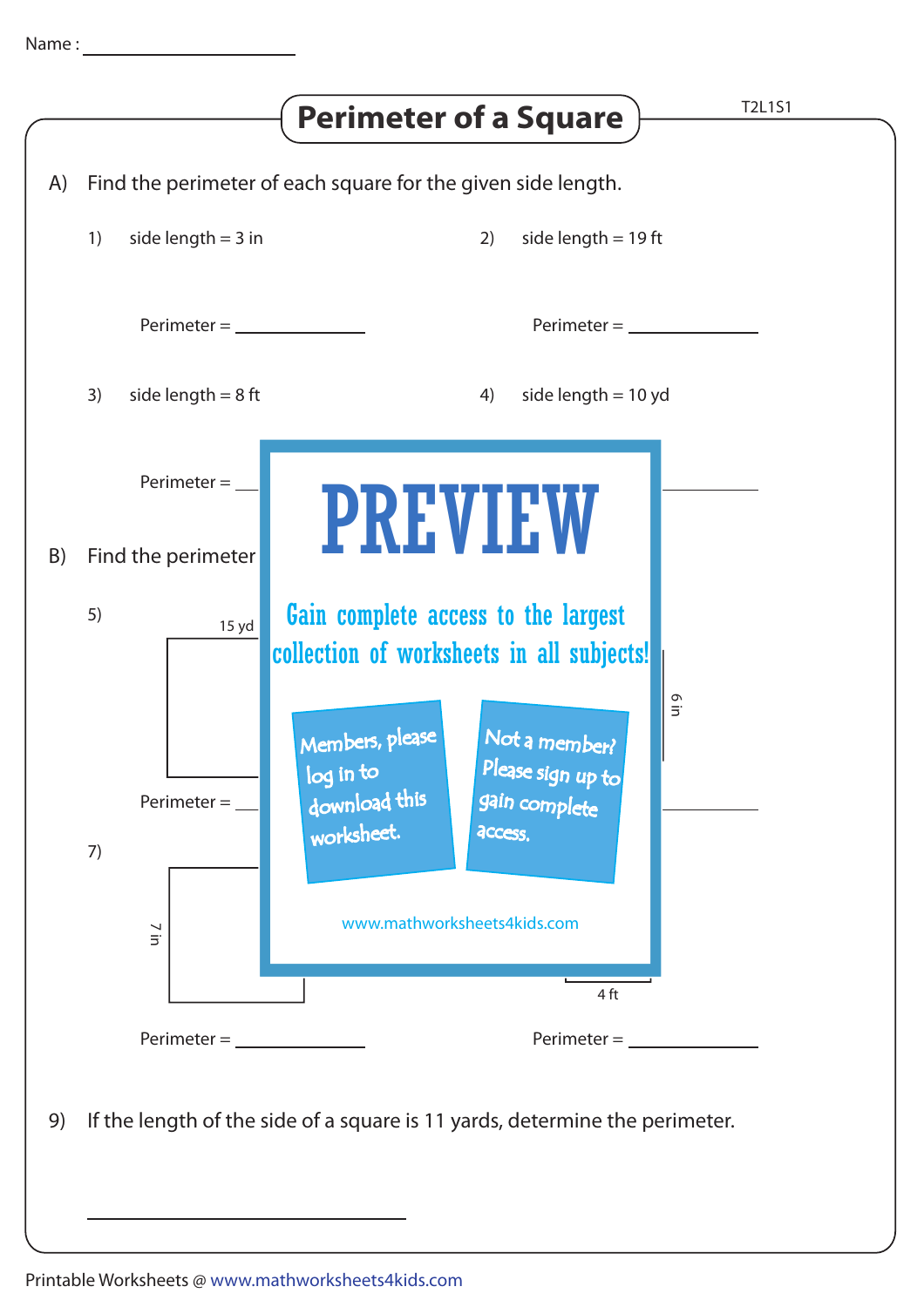Name : ____________________

# Perimeter of a Square

T2L1S1

A) Find the perimeter of each square for the given side length.

1) side length = 3 in

Perimeter = ____________

2) side length = 19 ft

Perimeter = ____________

3) side length = 8 ft

Perimeter = ____________

4) side length = 10 yd

Perimeter = ____________

B) Find the perimeter

5)

15 yd

Perimeter = ____________

6 in

Perimeter = ____________

7)

7 in

Perimeter = ____________

4 ft

Perimeter = ____________

# PREVIEW

Gain complete access to the largest collection of worksheets in all subjects!

Members, please log in to download this worksheet.

Not a member? Please sign up to gain complete access.

www.mathworksheets4kids.com

9) If the length of the side of a square is 11 yards, determine the perimeter.

____________________

Printable Worksheets @ www.mathworksheets4kids.com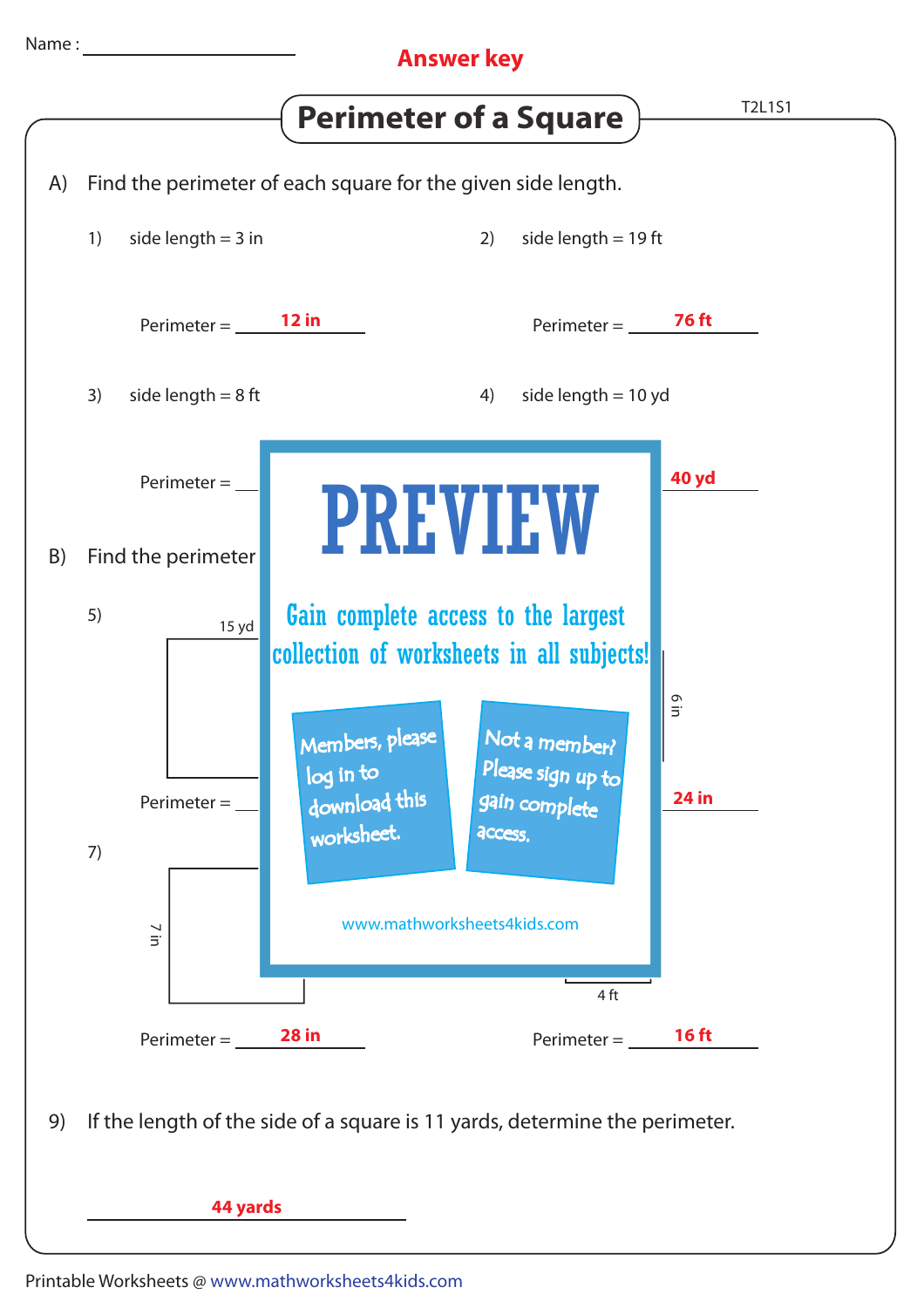Name : ____________________

**Answer key**

# Perimeter of a Square

T2L1S1

A) Find the perimeter of each square for the given side length.

1) side length = 3 in

Perimeter = **12 in**

2) side length = 19 ft

Perimeter = **76 ft**

3) side length = 8 ft

Perimeter = ____

4) side length = 10 yd

**40 yd**

PREVIEW

Gain complete access to the largest collection of worksheets in all subjects!

Members, please log in to download this worksheet.

Not a member? Please sign up to gain complete access.

www.mathworksheets4kids.com

B) Find the perimeter

5) 15 yd

Perimeter = ____

6 in

**24 in**

7) 7 in

Perimeter = **28 in**

4 ft

Perimeter = **16 ft**

9) If the length of the side of a square is 11 yards, determine the perimeter.

**44 yards**

Printable Worksheets @ www.mathworksheets4kids.com